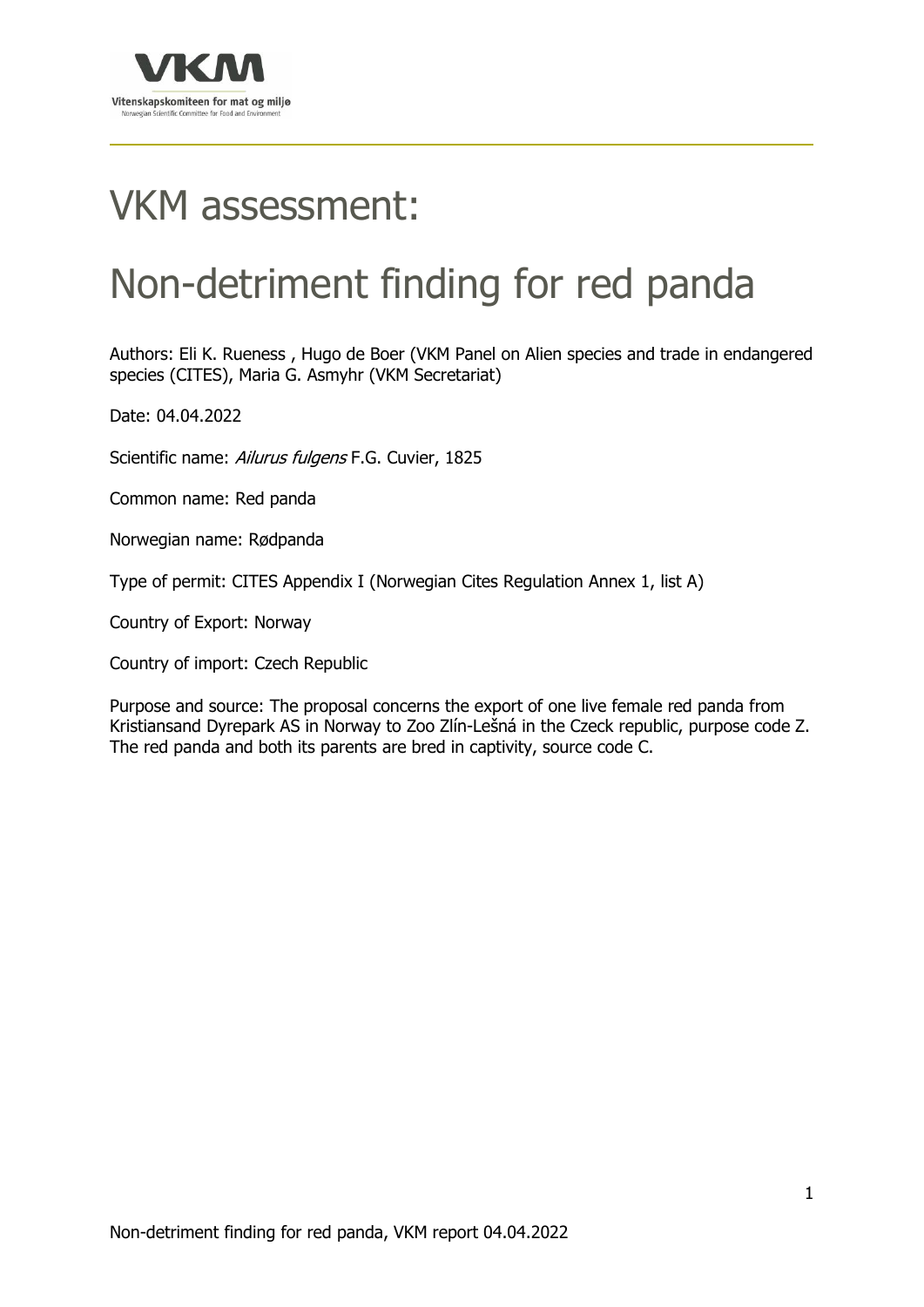# VKM assessment:

# Non-detriment finding for red panda

Authors: Eli K. Rueness , Hugo de Boer (VKM Panel on Alien species and trade in endangered species (CITES), Maria G. Asmyhr (VKM Secretariat)

Date: 04.04.2022

Scientific name: *Ailurus fulgens* F.G. Cuvier, 1825

Common name: Red panda

Norwegian name: Rødpanda

Type of permit: CITES Appendix I (Norwegian Cites Regulation Annex 1, list A)

Country of Export: Norway

Country of import: Czech Republic

Purpose and source: The proposal concerns the export of one live female red panda from Kristiansand Dyrepark AS in Norway to Zoo Zlín-Lešná in the Czeck republic, purpose code Z. The red panda and both its parents are bred in captivity, source code C.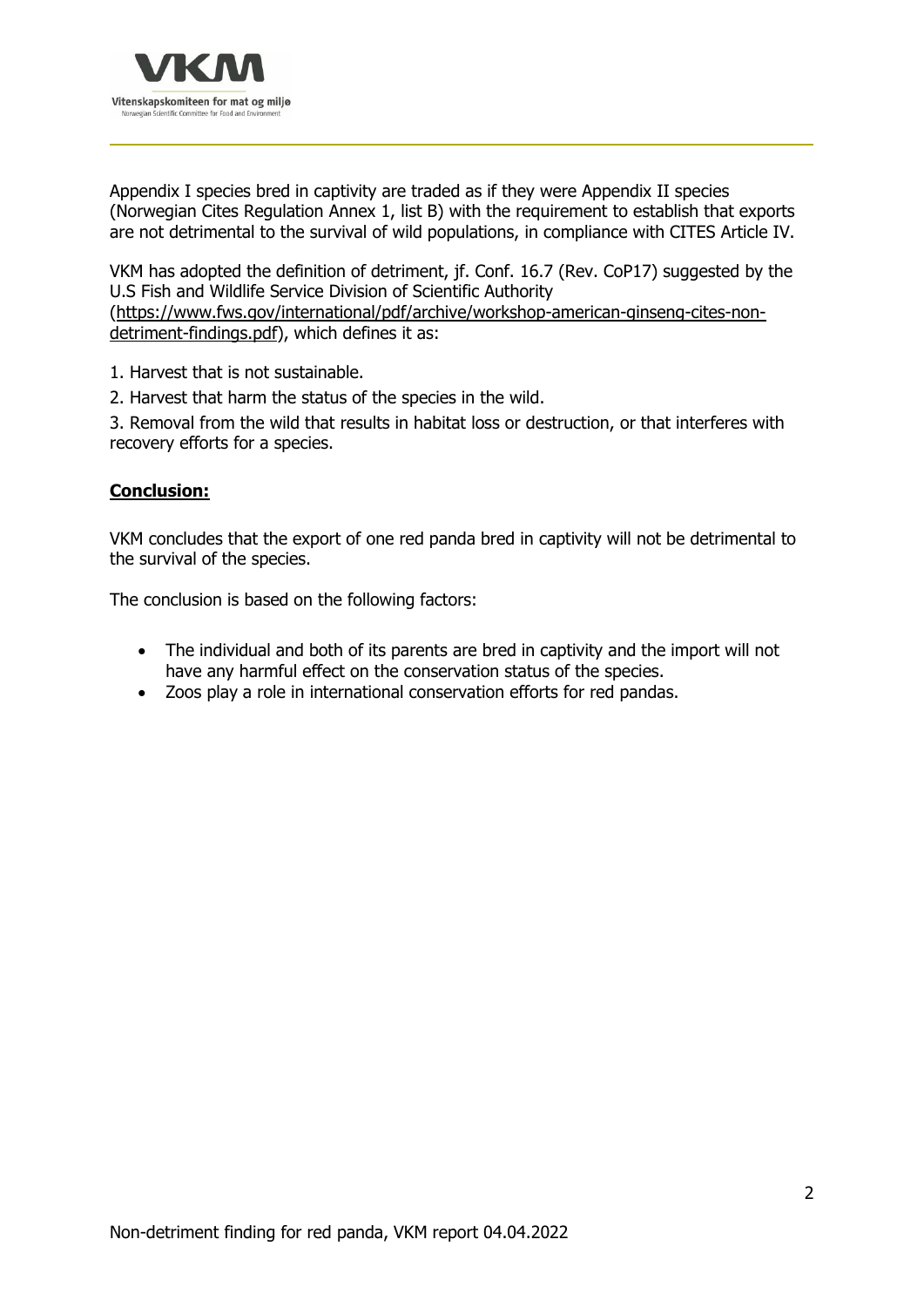Appendix I species bred in captivity are traded as if they were Appendix II species (Norwegian Cites Regulation Annex 1, list B) with the requirement to establish that exports are not detrimental to the survival of wild populations, in compliance with CITES Article IV.

VKM has adopted the definition of detriment, jf. Conf. 16.7 (Rev. CoP17) suggested by the U.S Fish and Wildlife Service Division of Scientific Authority (https://www.fws.gov/international/pdf/archive/workshop-american-ginseng-cites-non-detriment-findings.pdf), which defines it as:

1. Harvest that is not sustainable.

2. Harvest that harm the status of the species in the wild.

3. Removal from the wild that results in habitat loss or destruction, or that interferes with recovery efforts for a species.

**Conclusion:**

VKM concludes that the export of one red panda bred in captivity will not be detrimental to the survival of the species.

The conclusion is based on the following factors:

- The individual and both of its parents are bred in captivity and the import will not have any harmful effect on the conservation status of the species.
- Zoos play a role in international conservation efforts for red pandas.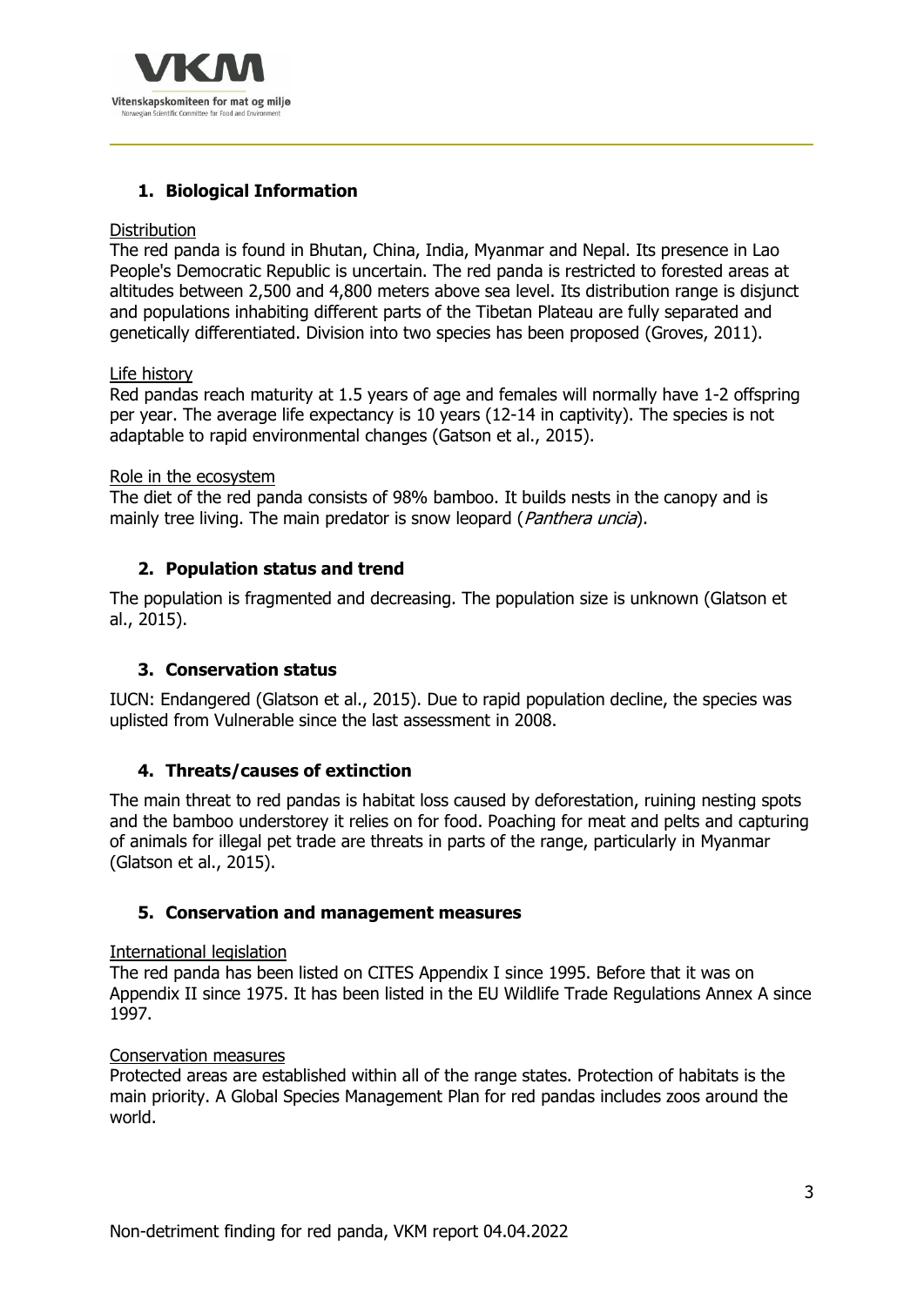## 1. Biological Information

Distribution

The red panda is found in Bhutan, China, India, Myanmar and Nepal. Its presence in Lao People's Democratic Republic is uncertain. The red panda is restricted to forested areas at altitudes between 2,500 and 4,800 meters above sea level. Its distribution range is disjunct and populations inhabiting different parts of the Tibetan Plateau are fully separated and genetically differentiated. Division into two species has been proposed (Groves, 2011).

Life history

Red pandas reach maturity at 1.5 years of age and females will normally have 1-2 offspring per year. The average life expectancy is 10 years (12-14 in captivity). The species is not adaptable to rapid environmental changes (Gatson et al., 2015).

Role in the ecosystem

The diet of the red panda consists of 98% bamboo. It builds nests in the canopy and is mainly tree living. The main predator is snow leopard (*Panthera uncia*).

## 2. Population status and trend

The population is fragmented and decreasing. The population size is unknown (Glatson et al., 2015).

## 3. Conservation status

IUCN: Endangered (Glatson et al., 2015). Due to rapid population decline, the species was uplisted from Vulnerable since the last assessment in 2008.

## 4. Threats/causes of extinction

The main threat to red pandas is habitat loss caused by deforestation, ruining nesting spots and the bamboo understorey it relies on for food. Poaching for meat and pelts and capturing of animals for illegal pet trade are threats in parts of the range, particularly in Myanmar (Glatson et al., 2015).

## 5. Conservation and management measures

International legislation

The red panda has been listed on CITES Appendix I since 1995. Before that it was on Appendix II since 1975. It has been listed in the EU Wildlife Trade Regulations Annex A since 1997.

Conservation measures

Protected areas are established within all of the range states. Protection of habitats is the main priority. A Global Species Management Plan for red pandas includes zoos around the world.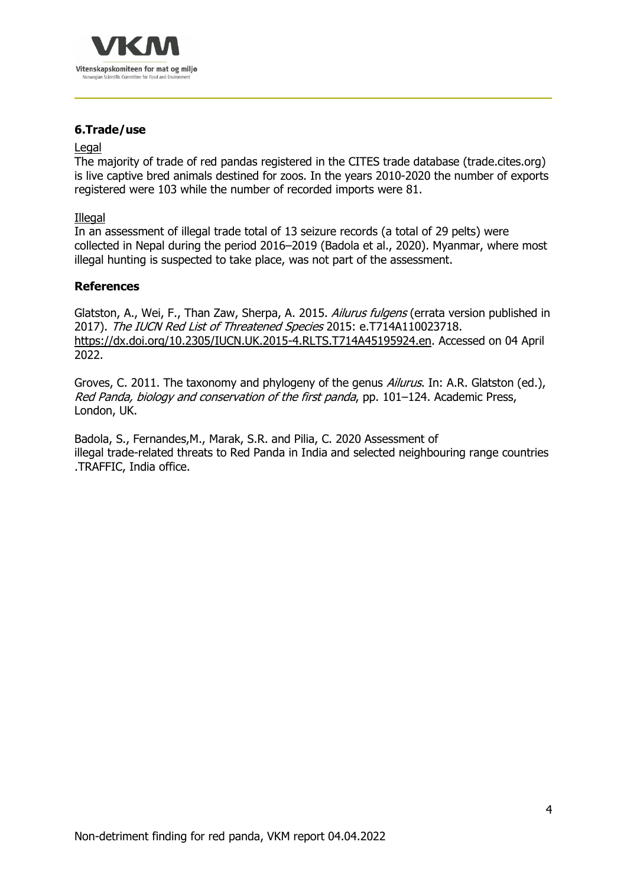## 6.Trade/use

Legal

The majority of trade of red pandas registered in the CITES trade database (trade.cites.org) is live captive bred animals destined for zoos. In the years 2010-2020 the number of exports registered were 103 while the number of recorded imports were 81.

Illegal

In an assessment of illegal trade total of 13 seizure records (a total of 29 pelts) were collected in Nepal during the period 2016–2019 (Badola et al., 2020). Myanmar, where most illegal hunting is suspected to take place, was not part of the assessment.

## References

Glatston, A., Wei, F., Than Zaw, Sherpa, A. 2015. *Ailurus fulgens* (errata version published in 2017). *The IUCN Red List of Threatened Species* 2015: e.T714A110023718. https://dx.doi.org/10.2305/IUCN.UK.2015-4.RLTS.T714A45195924.en. Accessed on 04 April 2022.

Groves, C. 2011. The taxonomy and phylogeny of the genus *Ailurus*. In: A.R. Glatston (ed.), *Red Panda, biology and conservation of the first panda*, pp. 101–124. Academic Press, London, UK.

Badola, S., Fernandes,M., Marak, S.R. and Pilia, C. 2020 Assessment of illegal trade-related threats to Red Panda in India and selected neighbouring range countries .TRAFFIC, India office.